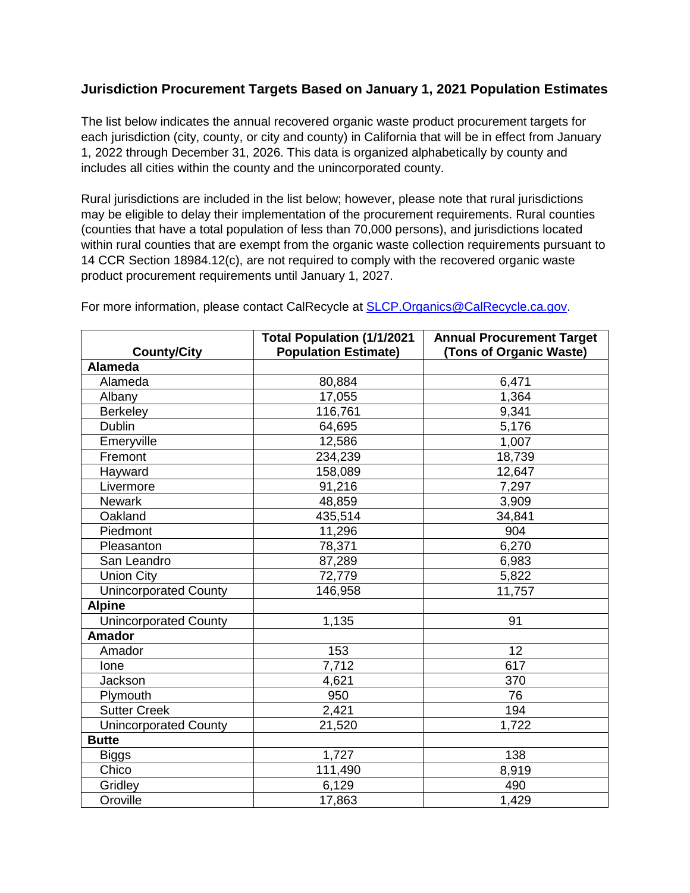# Jurisdiction Procurement Targets Based on January 1, 2021 Population Estimates

The list below indicates the annual recovered organic waste product procurement targets for each jurisdiction (city, county, or city and county) in California that will be in effect from January 1, 2022 through December 31, 2026. This data is organized alphabetically by county and includes all cities within the county and the unincorporated county.

Rural jurisdictions are included in the list below; however, please note that rural jurisdictions may be eligible to delay their implementation of the procurement requirements. Rural counties (counties that have a total population of less than 70,000 persons), and jurisdictions located within rural counties that are exempt from the organic waste collection requirements pursuant to 14 CCR Section 18984.12(c), are not required to comply with the recovered organic waste product procurement requirements until January 1, 2027.

For more information, please contact CalRecycle at [SLCP.Organics@CalRecycle.ca.gov](mailto:SLCP.Organics@CalRecycle.ca.gov).

| County/City | Total Population (1/1/2021 Population Estimate) | Annual Procurement Target (Tons of Organic Waste) |
|---|---|---|
| **Alameda** | | |
| Alameda | 80,884 | 6,471 |
| Albany | 17,055 | 1,364 |
| Berkeley | 116,761 | 9,341 |
| Dublin | 64,695 | 5,176 |
| Emeryville | 12,586 | 1,007 |
| Fremont | 234,239 | 18,739 |
| Hayward | 158,089 | 12,647 |
| Livermore | 91,216 | 7,297 |
| Newark | 48,859 | 3,909 |
| Oakland | 435,514 | 34,841 |
| Piedmont | 11,296 | 904 |
| Pleasanton | 78,371 | 6,270 |
| San Leandro | 87,289 | 6,983 |
| Union City | 72,779 | 5,822 |
| Unincorporated County | 146,958 | 11,757 |
| **Alpine** | | |
| Unincorporated County | 1,135 | 91 |
| **Amador** | | |
| Amador | 153 | 12 |
| Ione | 7,712 | 617 |
| Jackson | 4,621 | 370 |
| Plymouth | 950 | 76 |
| Sutter Creek | 2,421 | 194 |
| Unincorporated County | 21,520 | 1,722 |
| **Butte** | | |
| Biggs | 1,727 | 138 |
| Chico | 111,490 | 8,919 |
| Gridley | 6,129 | 490 |
| Oroville | 17,863 | 1,429 |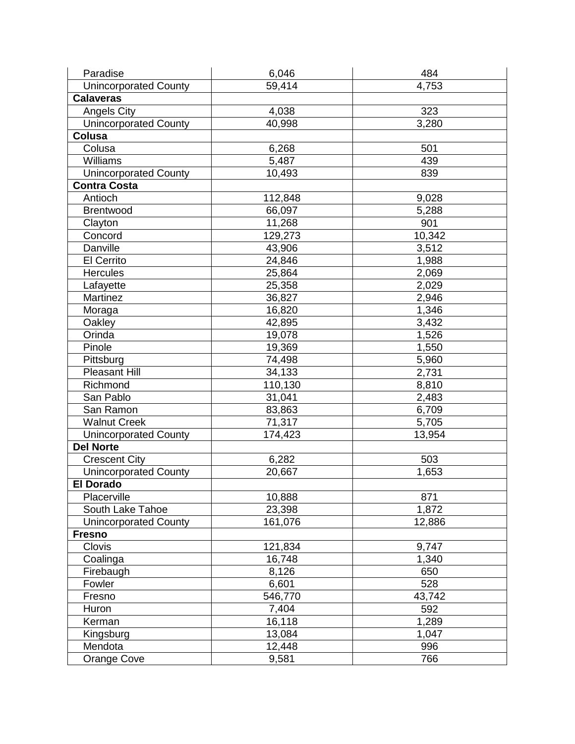| | | |
|---|---|---|
| Paradise | 6,046 | 484 |
| Unincorporated County | 59,414 | 4,753 |
| **Calaveras** | | |
| Angels City | 4,038 | 323 |
| Unincorporated County | 40,998 | 3,280 |
| **Colusa** | | |
| Colusa | 6,268 | 501 |
| Williams | 5,487 | 439 |
| Unincorporated County | 10,493 | 839 |
| **Contra Costa** | | |
| Antioch | 112,848 | 9,028 |
| Brentwood | 66,097 | 5,288 |
| Clayton | 11,268 | 901 |
| Concord | 129,273 | 10,342 |
| Danville | 43,906 | 3,512 |
| El Cerrito | 24,846 | 1,988 |
| Hercules | 25,864 | 2,069 |
| Lafayette | 25,358 | 2,029 |
| Martinez | 36,827 | 2,946 |
| Moraga | 16,820 | 1,346 |
| Oakley | 42,895 | 3,432 |
| Orinda | 19,078 | 1,526 |
| Pinole | 19,369 | 1,550 |
| Pittsburg | 74,498 | 5,960 |
| Pleasant Hill | 34,133 | 2,731 |
| Richmond | 110,130 | 8,810 |
| San Pablo | 31,041 | 2,483 |
| San Ramon | 83,863 | 6,709 |
| Walnut Creek | 71,317 | 5,705 |
| Unincorporated County | 174,423 | 13,954 |
| **Del Norte** | | |
| Crescent City | 6,282 | 503 |
| Unincorporated County | 20,667 | 1,653 |
| **El Dorado** | | |
| Placerville | 10,888 | 871 |
| South Lake Tahoe | 23,398 | 1,872 |
| Unincorporated County | 161,076 | 12,886 |
| **Fresno** | | |
| Clovis | 121,834 | 9,747 |
| Coalinga | 16,748 | 1,340 |
| Firebaugh | 8,126 | 650 |
| Fowler | 6,601 | 528 |
| Fresno | 546,770 | 43,742 |
| Huron | 7,404 | 592 |
| Kerman | 16,118 | 1,289 |
| Kingsburg | 13,084 | 1,047 |
| Mendota | 12,448 | 996 |
| Orange Cove | 9,581 | 766 |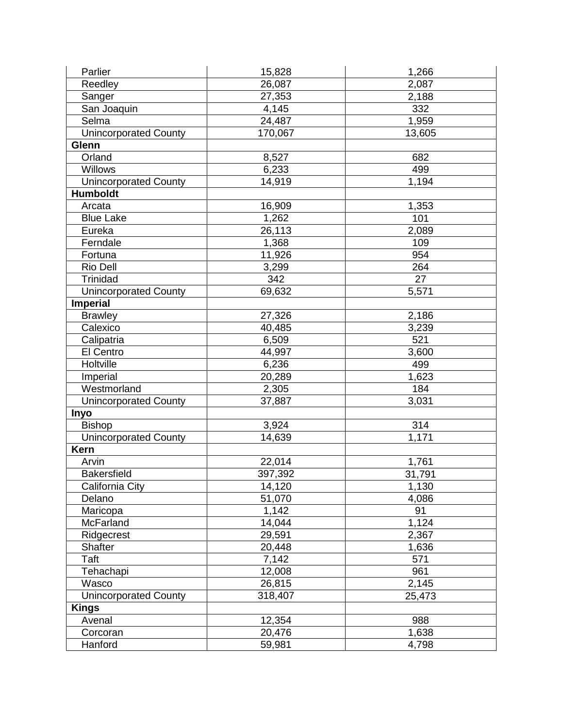| | | |
|---|---|---|
| Parlier | 15,828 | 1,266 |
| Reedley | 26,087 | 2,087 |
| Sanger | 27,353 | 2,188 |
| San Joaquin | 4,145 | 332 |
| Selma | 24,487 | 1,959 |
| Unincorporated County | 170,067 | 13,605 |
| **Glenn** | | |
| Orland | 8,527 | 682 |
| Willows | 6,233 | 499 |
| Unincorporated County | 14,919 | 1,194 |
| **Humboldt** | | |
| Arcata | 16,909 | 1,353 |
| Blue Lake | 1,262 | 101 |
| Eureka | 26,113 | 2,089 |
| Ferndale | 1,368 | 109 |
| Fortuna | 11,926 | 954 |
| Rio Dell | 3,299 | 264 |
| Trinidad | 342 | 27 |
| Unincorporated County | 69,632 | 5,571 |
| **Imperial** | | |
| Brawley | 27,326 | 2,186 |
| Calexico | 40,485 | 3,239 |
| Calipatria | 6,509 | 521 |
| El Centro | 44,997 | 3,600 |
| Holtville | 6,236 | 499 |
| Imperial | 20,289 | 1,623 |
| Westmorland | 2,305 | 184 |
| Unincorporated County | 37,887 | 3,031 |
| **Inyo** | | |
| Bishop | 3,924 | 314 |
| Unincorporated County | 14,639 | 1,171 |
| **Kern** | | |
| Arvin | 22,014 | 1,761 |
| Bakersfield | 397,392 | 31,791 |
| California City | 14,120 | 1,130 |
| Delano | 51,070 | 4,086 |
| Maricopa | 1,142 | 91 |
| McFarland | 14,044 | 1,124 |
| Ridgecrest | 29,591 | 2,367 |
| Shafter | 20,448 | 1,636 |
| Taft | 7,142 | 571 |
| Tehachapi | 12,008 | 961 |
| Wasco | 26,815 | 2,145 |
| Unincorporated County | 318,407 | 25,473 |
| **Kings** | | |
| Avenal | 12,354 | 988 |
| Corcoran | 20,476 | 1,638 |
| Hanford | 59,981 | 4,798 |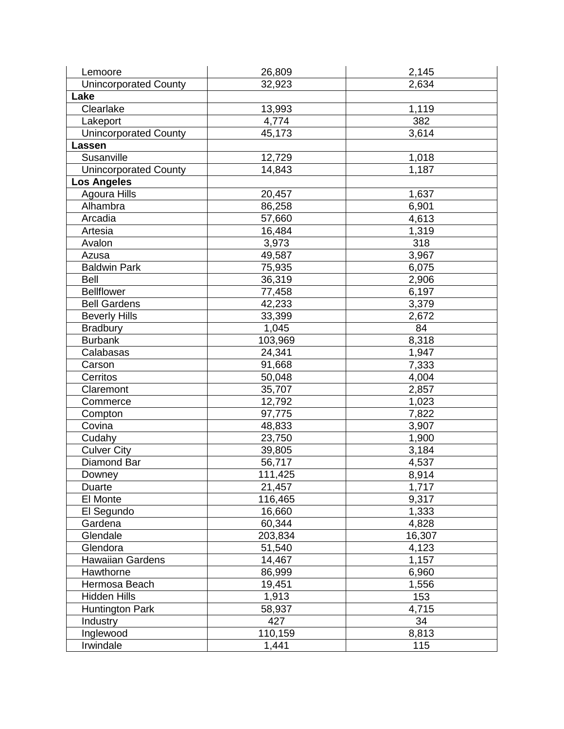| | | |
|---|---|---|
| Lemoore | 26,809 | 2,145 |
| Unincorporated County | 32,923 | 2,634 |
| **Lake** | | |
| Clearlake | 13,993 | 1,119 |
| Lakeport | 4,774 | 382 |
| Unincorporated County | 45,173 | 3,614 |
| **Lassen** | | |
| Susanville | 12,729 | 1,018 |
| Unincorporated County | 14,843 | 1,187 |
| **Los Angeles** | | |
| Agoura Hills | 20,457 | 1,637 |
| Alhambra | 86,258 | 6,901 |
| Arcadia | 57,660 | 4,613 |
| Artesia | 16,484 | 1,319 |
| Avalon | 3,973 | 318 |
| Azusa | 49,587 | 3,967 |
| Baldwin Park | 75,935 | 6,075 |
| Bell | 36,319 | 2,906 |
| Bellflower | 77,458 | 6,197 |
| Bell Gardens | 42,233 | 3,379 |
| Beverly Hills | 33,399 | 2,672 |
| Bradbury | 1,045 | 84 |
| Burbank | 103,969 | 8,318 |
| Calabasas | 24,341 | 1,947 |
| Carson | 91,668 | 7,333 |
| Cerritos | 50,048 | 4,004 |
| Claremont | 35,707 | 2,857 |
| Commerce | 12,792 | 1,023 |
| Compton | 97,775 | 7,822 |
| Covina | 48,833 | 3,907 |
| Cudahy | 23,750 | 1,900 |
| Culver City | 39,805 | 3,184 |
| Diamond Bar | 56,717 | 4,537 |
| Downey | 111,425 | 8,914 |
| Duarte | 21,457 | 1,717 |
| El Monte | 116,465 | 9,317 |
| El Segundo | 16,660 | 1,333 |
| Gardena | 60,344 | 4,828 |
| Glendale | 203,834 | 16,307 |
| Glendora | 51,540 | 4,123 |
| Hawaiian Gardens | 14,467 | 1,157 |
| Hawthorne | 86,999 | 6,960 |
| Hermosa Beach | 19,451 | 1,556 |
| Hidden Hills | 1,913 | 153 |
| Huntington Park | 58,937 | 4,715 |
| Industry | 427 | 34 |
| Inglewood | 110,159 | 8,813 |
| Irwindale | 1,441 | 115 |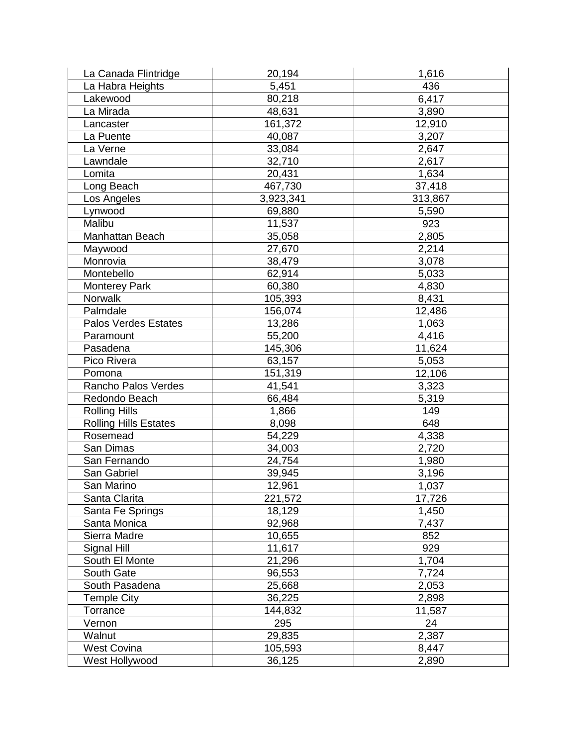| La Canada Flintridge | 20,194 | 1,616 |
|---|---|---|
| La Habra Heights | 5,451 | 436 |
| Lakewood | 80,218 | 6,417 |
| La Mirada | 48,631 | 3,890 |
| Lancaster | 161,372 | 12,910 |
| La Puente | 40,087 | 3,207 |
| La Verne | 33,084 | 2,647 |
| Lawndale | 32,710 | 2,617 |
| Lomita | 20,431 | 1,634 |
| Long Beach | 467,730 | 37,418 |
| Los Angeles | 3,923,341 | 313,867 |
| Lynwood | 69,880 | 5,590 |
| Malibu | 11,537 | 923 |
| Manhattan Beach | 35,058 | 2,805 |
| Maywood | 27,670 | 2,214 |
| Monrovia | 38,479 | 3,078 |
| Montebello | 62,914 | 5,033 |
| Monterey Park | 60,380 | 4,830 |
| Norwalk | 105,393 | 8,431 |
| Palmdale | 156,074 | 12,486 |
| Palos Verdes Estates | 13,286 | 1,063 |
| Paramount | 55,200 | 4,416 |
| Pasadena | 145,306 | 11,624 |
| Pico Rivera | 63,157 | 5,053 |
| Pomona | 151,319 | 12,106 |
| Rancho Palos Verdes | 41,541 | 3,323 |
| Redondo Beach | 66,484 | 5,319 |
| Rolling Hills | 1,866 | 149 |
| Rolling Hills Estates | 8,098 | 648 |
| Rosemead | 54,229 | 4,338 |
| San Dimas | 34,003 | 2,720 |
| San Fernando | 24,754 | 1,980 |
| San Gabriel | 39,945 | 3,196 |
| San Marino | 12,961 | 1,037 |
| Santa Clarita | 221,572 | 17,726 |
| Santa Fe Springs | 18,129 | 1,450 |
| Santa Monica | 92,968 | 7,437 |
| Sierra Madre | 10,655 | 852 |
| Signal Hill | 11,617 | 929 |
| South El Monte | 21,296 | 1,704 |
| South Gate | 96,553 | 7,724 |
| South Pasadena | 25,668 | 2,053 |
| Temple City | 36,225 | 2,898 |
| Torrance | 144,832 | 11,587 |
| Vernon | 295 | 24 |
| Walnut | 29,835 | 2,387 |
| West Covina | 105,593 | 8,447 |
| West Hollywood | 36,125 | 2,890 |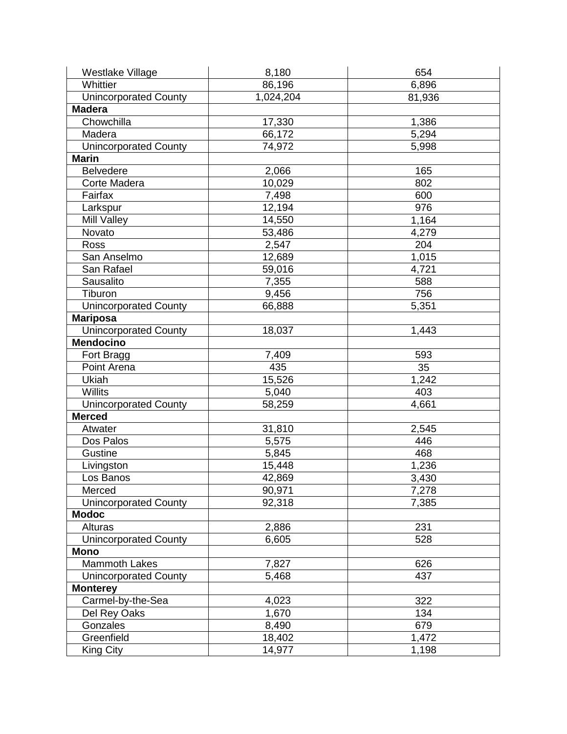| | | |
|---|---|---|
| Westlake Village | 8,180 | 654 |
| Whittier | 86,196 | 6,896 |
| Unincorporated County | 1,024,204 | 81,936 |
| **Madera** | | |
| Chowchilla | 17,330 | 1,386 |
| Madera | 66,172 | 5,294 |
| Unincorporated County | 74,972 | 5,998 |
| **Marin** | | |
| Belvedere | 2,066 | 165 |
| Corte Madera | 10,029 | 802 |
| Fairfax | 7,498 | 600 |
| Larkspur | 12,194 | 976 |
| Mill Valley | 14,550 | 1,164 |
| Novato | 53,486 | 4,279 |
| Ross | 2,547 | 204 |
| San Anselmo | 12,689 | 1,015 |
| San Rafael | 59,016 | 4,721 |
| Sausalito | 7,355 | 588 |
| Tiburon | 9,456 | 756 |
| Unincorporated County | 66,888 | 5,351 |
| **Mariposa** | | |
| Unincorporated County | 18,037 | 1,443 |
| **Mendocino** | | |
| Fort Bragg | 7,409 | 593 |
| Point Arena | 435 | 35 |
| Ukiah | 15,526 | 1,242 |
| Willits | 5,040 | 403 |
| Unincorporated County | 58,259 | 4,661 |
| **Merced** | | |
| Atwater | 31,810 | 2,545 |
| Dos Palos | 5,575 | 446 |
| Gustine | 5,845 | 468 |
| Livingston | 15,448 | 1,236 |
| Los Banos | 42,869 | 3,430 |
| Merced | 90,971 | 7,278 |
| Unincorporated County | 92,318 | 7,385 |
| **Modoc** | | |
| Alturas | 2,886 | 231 |
| Unincorporated County | 6,605 | 528 |
| **Mono** | | |
| Mammoth Lakes | 7,827 | 626 |
| Unincorporated County | 5,468 | 437 |
| **Monterey** | | |
| Carmel-by-the-Sea | 4,023 | 322 |
| Del Rey Oaks | 1,670 | 134 |
| Gonzales | 8,490 | 679 |
| Greenfield | 18,402 | 1,472 |
| King City | 14,977 | 1,198 |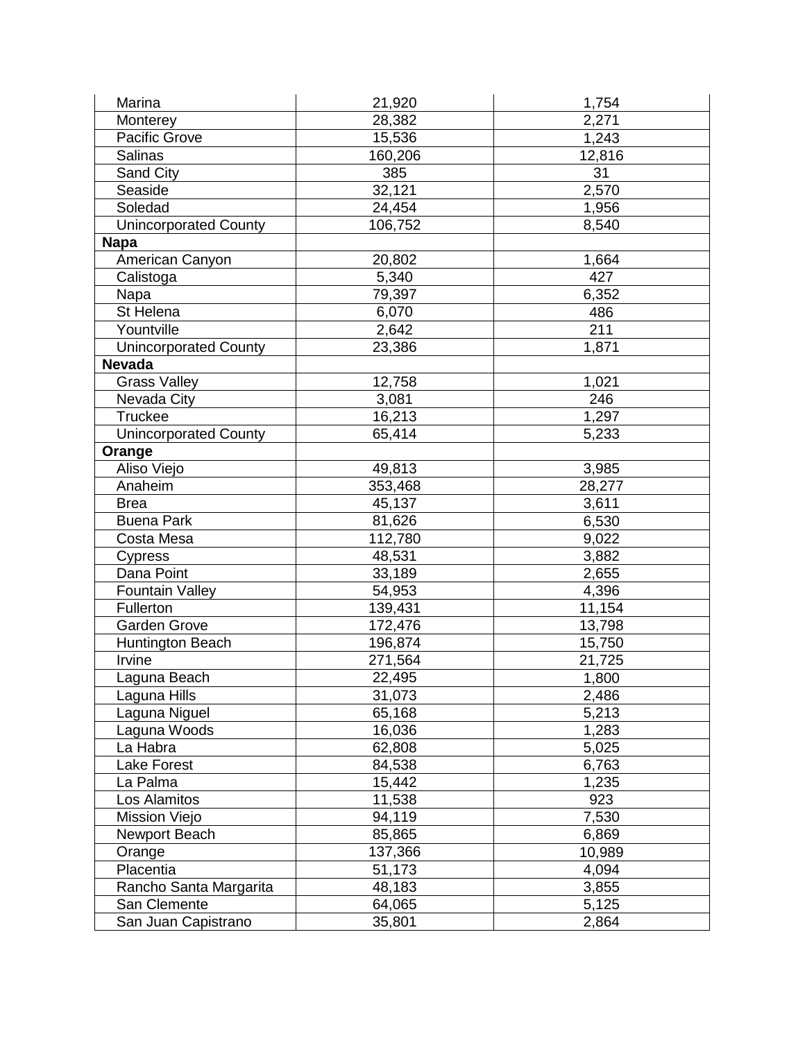| | | |
|---|---|---|
| Marina | 21,920 | 1,754 |
| Monterey | 28,382 | 2,271 |
| Pacific Grove | 15,536 | 1,243 |
| Salinas | 160,206 | 12,816 |
| Sand City | 385 | 31 |
| Seaside | 32,121 | 2,570 |
| Soledad | 24,454 | 1,956 |
| Unincorporated County | 106,752 | 8,540 |
| **Napa** | | |
| American Canyon | 20,802 | 1,664 |
| Calistoga | 5,340 | 427 |
| Napa | 79,397 | 6,352 |
| St Helena | 6,070 | 486 |
| Yountville | 2,642 | 211 |
| Unincorporated County | 23,386 | 1,871 |
| **Nevada** | | |
| Grass Valley | 12,758 | 1,021 |
| Nevada City | 3,081 | 246 |
| Truckee | 16,213 | 1,297 |
| Unincorporated County | 65,414 | 5,233 |
| **Orange** | | |
| Aliso Viejo | 49,813 | 3,985 |
| Anaheim | 353,468 | 28,277 |
| Brea | 45,137 | 3,611 |
| Buena Park | 81,626 | 6,530 |
| Costa Mesa | 112,780 | 9,022 |
| Cypress | 48,531 | 3,882 |
| Dana Point | 33,189 | 2,655 |
| Fountain Valley | 54,953 | 4,396 |
| Fullerton | 139,431 | 11,154 |
| Garden Grove | 172,476 | 13,798 |
| Huntington Beach | 196,874 | 15,750 |
| Irvine | 271,564 | 21,725 |
| Laguna Beach | 22,495 | 1,800 |
| Laguna Hills | 31,073 | 2,486 |
| Laguna Niguel | 65,168 | 5,213 |
| Laguna Woods | 16,036 | 1,283 |
| La Habra | 62,808 | 5,025 |
| Lake Forest | 84,538 | 6,763 |
| La Palma | 15,442 | 1,235 |
| Los Alamitos | 11,538 | 923 |
| Mission Viejo | 94,119 | 7,530 |
| Newport Beach | 85,865 | 6,869 |
| Orange | 137,366 | 10,989 |
| Placentia | 51,173 | 4,094 |
| Rancho Santa Margarita | 48,183 | 3,855 |
| San Clemente | 64,065 | 5,125 |
| San Juan Capistrano | 35,801 | 2,864 |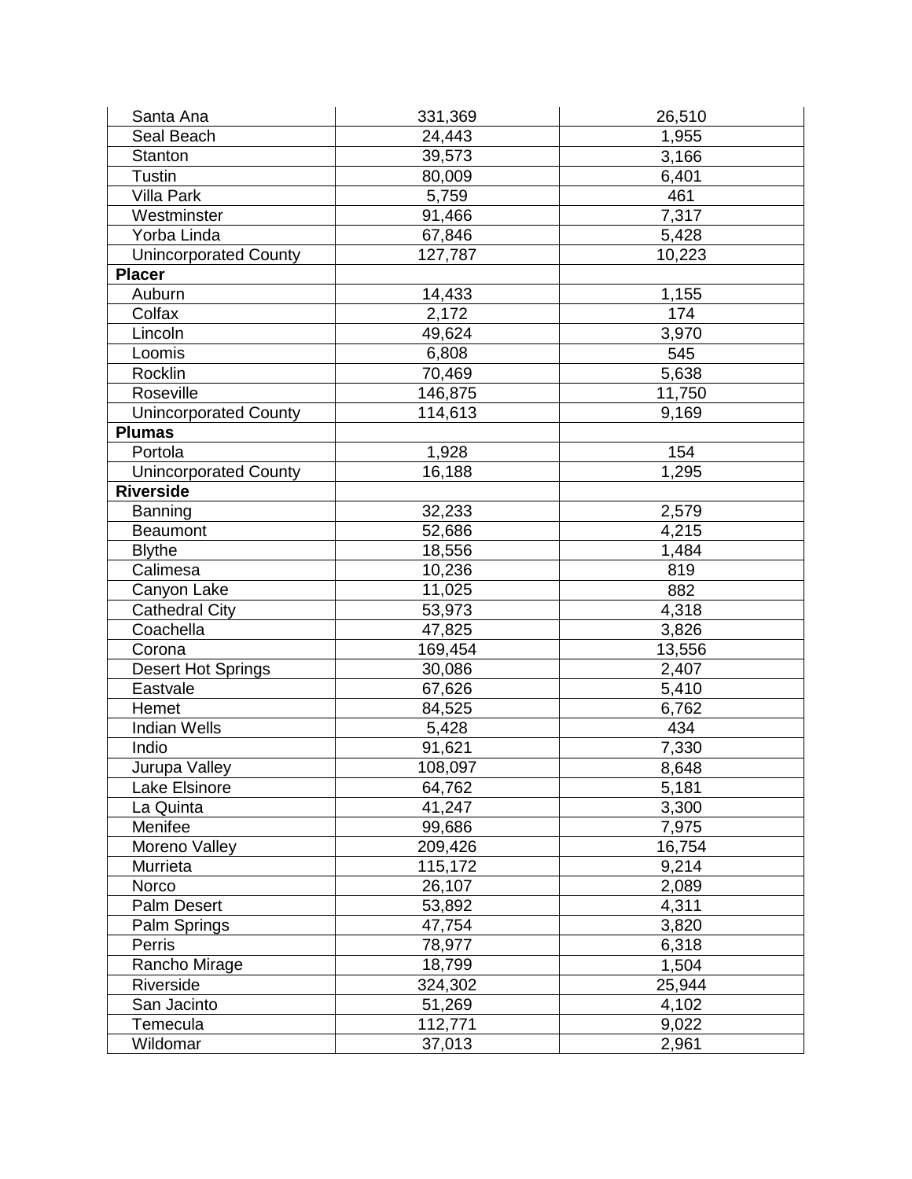| | | |
|---|---|---|
| Santa Ana | 331,369 | 26,510 |
| Seal Beach | 24,443 | 1,955 |
| Stanton | 39,573 | 3,166 |
| Tustin | 80,009 | 6,401 |
| Villa Park | 5,759 | 461 |
| Westminster | 91,466 | 7,317 |
| Yorba Linda | 67,846 | 5,428 |
| Unincorporated County | 127,787 | 10,223 |
| **Placer** | | |
| Auburn | 14,433 | 1,155 |
| Colfax | 2,172 | 174 |
| Lincoln | 49,624 | 3,970 |
| Loomis | 6,808 | 545 |
| Rocklin | 70,469 | 5,638 |
| Roseville | 146,875 | 11,750 |
| Unincorporated County | 114,613 | 9,169 |
| **Plumas** | | |
| Portola | 1,928 | 154 |
| Unincorporated County | 16,188 | 1,295 |
| **Riverside** | | |
| Banning | 32,233 | 2,579 |
| Beaumont | 52,686 | 4,215 |
| Blythe | 18,556 | 1,484 |
| Calimesa | 10,236 | 819 |
| Canyon Lake | 11,025 | 882 |
| Cathedral City | 53,973 | 4,318 |
| Coachella | 47,825 | 3,826 |
| Corona | 169,454 | 13,556 |
| Desert Hot Springs | 30,086 | 2,407 |
| Eastvale | 67,626 | 5,410 |
| Hemet | 84,525 | 6,762 |
| Indian Wells | 5,428 | 434 |
| Indio | 91,621 | 7,330 |
| Jurupa Valley | 108,097 | 8,648 |
| Lake Elsinore | 64,762 | 5,181 |
| La Quinta | 41,247 | 3,300 |
| Menifee | 99,686 | 7,975 |
| Moreno Valley | 209,426 | 16,754 |
| Murrieta | 115,172 | 9,214 |
| Norco | 26,107 | 2,089 |
| Palm Desert | 53,892 | 4,311 |
| Palm Springs | 47,754 | 3,820 |
| Perris | 78,977 | 6,318 |
| Rancho Mirage | 18,799 | 1,504 |
| Riverside | 324,302 | 25,944 |
| San Jacinto | 51,269 | 4,102 |
| Temecula | 112,771 | 9,022 |
| Wildomar | 37,013 | 2,961 |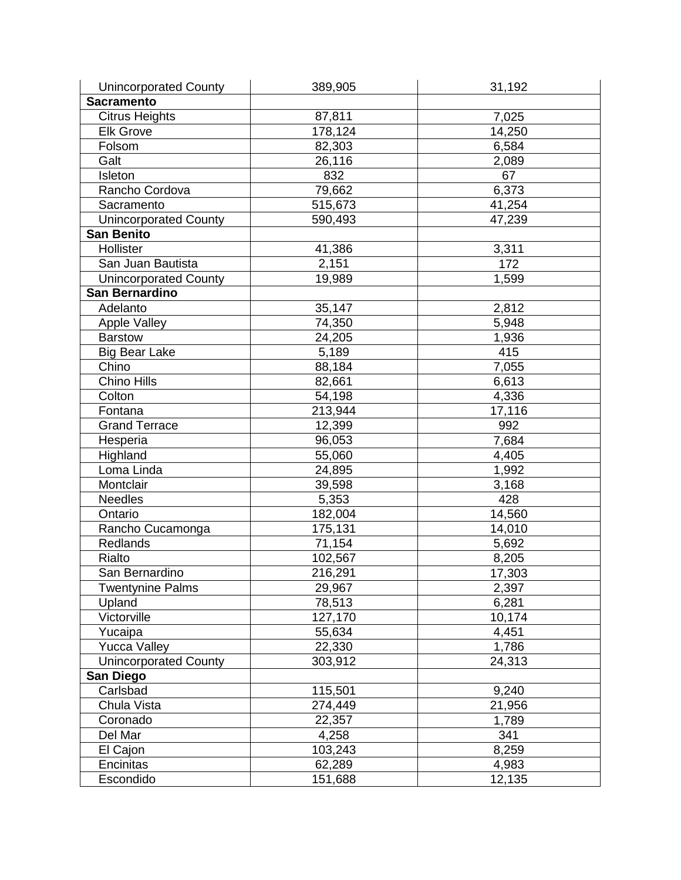| | | |
|---|---|---|
| Unincorporated County | 389,905 | 31,192 |
| **Sacramento** | | |
| Citrus Heights | 87,811 | 7,025 |
| Elk Grove | 178,124 | 14,250 |
| Folsom | 82,303 | 6,584 |
| Galt | 26,116 | 2,089 |
| Isleton | 832 | 67 |
| Rancho Cordova | 79,662 | 6,373 |
| Sacramento | 515,673 | 41,254 |
| Unincorporated County | 590,493 | 47,239 |
| **San Benito** | | |
| Hollister | 41,386 | 3,311 |
| San Juan Bautista | 2,151 | 172 |
| Unincorporated County | 19,989 | 1,599 |
| **San Bernardino** | | |
| Adelanto | 35,147 | 2,812 |
| Apple Valley | 74,350 | 5,948 |
| Barstow | 24,205 | 1,936 |
| Big Bear Lake | 5,189 | 415 |
| Chino | 88,184 | 7,055 |
| Chino Hills | 82,661 | 6,613 |
| Colton | 54,198 | 4,336 |
| Fontana | 213,944 | 17,116 |
| Grand Terrace | 12,399 | 992 |
| Hesperia | 96,053 | 7,684 |
| Highland | 55,060 | 4,405 |
| Loma Linda | 24,895 | 1,992 |
| Montclair | 39,598 | 3,168 |
| Needles | 5,353 | 428 |
| Ontario | 182,004 | 14,560 |
| Rancho Cucamonga | 175,131 | 14,010 |
| Redlands | 71,154 | 5,692 |
| Rialto | 102,567 | 8,205 |
| San Bernardino | 216,291 | 17,303 |
| Twentynine Palms | 29,967 | 2,397 |
| Upland | 78,513 | 6,281 |
| Victorville | 127,170 | 10,174 |
| Yucaipa | 55,634 | 4,451 |
| Yucca Valley | 22,330 | 1,786 |
| Unincorporated County | 303,912 | 24,313 |
| **San Diego** | | |
| Carlsbad | 115,501 | 9,240 |
| Chula Vista | 274,449 | 21,956 |
| Coronado | 22,357 | 1,789 |
| Del Mar | 4,258 | 341 |
| El Cajon | 103,243 | 8,259 |
| Encinitas | 62,289 | 4,983 |
| Escondido | 151,688 | 12,135 |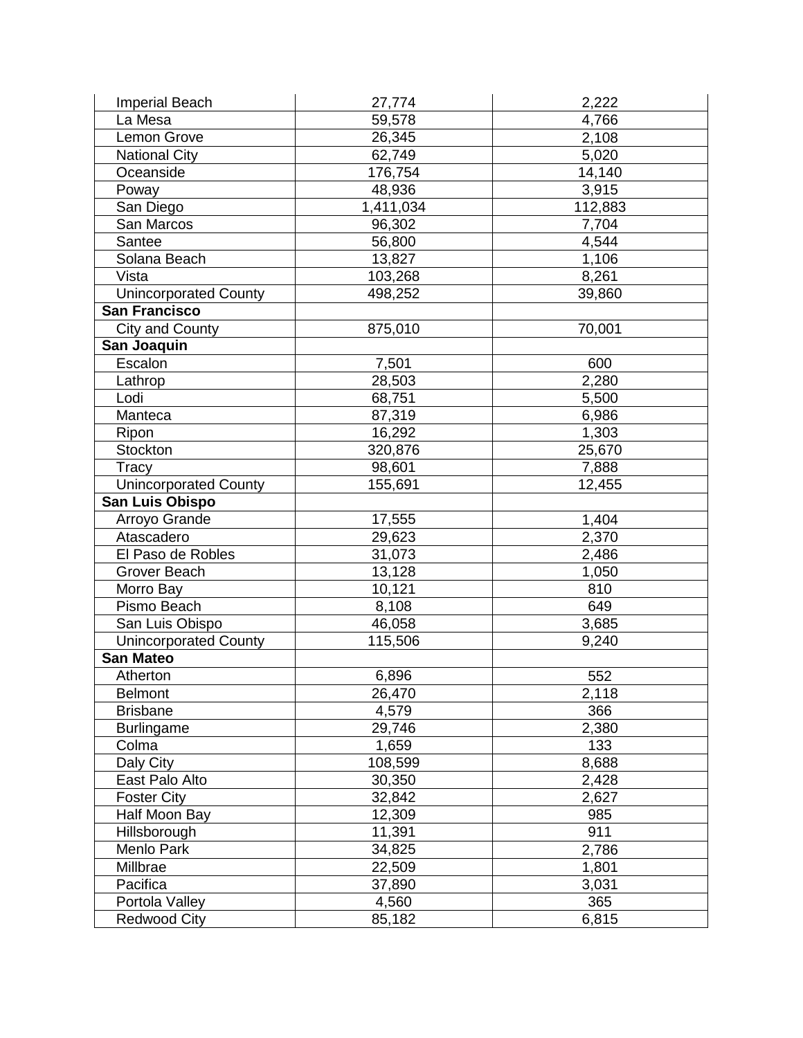| | | |
|---|---|---|
| Imperial Beach | 27,774 | 2,222 |
| La Mesa | 59,578 | 4,766 |
| Lemon Grove | 26,345 | 2,108 |
| National City | 62,749 | 5,020 |
| Oceanside | 176,754 | 14,140 |
| Poway | 48,936 | 3,915 |
| San Diego | 1,411,034 | 112,883 |
| San Marcos | 96,302 | 7,704 |
| Santee | 56,800 | 4,544 |
| Solana Beach | 13,827 | 1,106 |
| Vista | 103,268 | 8,261 |
| Unincorporated County | 498,252 | 39,860 |
| **San Francisco** | | |
| City and County | 875,010 | 70,001 |
| **San Joaquin** | | |
| Escalon | 7,501 | 600 |
| Lathrop | 28,503 | 2,280 |
| Lodi | 68,751 | 5,500 |
| Manteca | 87,319 | 6,986 |
| Ripon | 16,292 | 1,303 |
| Stockton | 320,876 | 25,670 |
| Tracy | 98,601 | 7,888 |
| Unincorporated County | 155,691 | 12,455 |
| **San Luis Obispo** | | |
| Arroyo Grande | 17,555 | 1,404 |
| Atascadero | 29,623 | 2,370 |
| El Paso de Robles | 31,073 | 2,486 |
| Grover Beach | 13,128 | 1,050 |
| Morro Bay | 10,121 | 810 |
| Pismo Beach | 8,108 | 649 |
| San Luis Obispo | 46,058 | 3,685 |
| Unincorporated County | 115,506 | 9,240 |
| **San Mateo** | | |
| Atherton | 6,896 | 552 |
| Belmont | 26,470 | 2,118 |
| Brisbane | 4,579 | 366 |
| Burlingame | 29,746 | 2,380 |
| Colma | 1,659 | 133 |
| Daly City | 108,599 | 8,688 |
| East Palo Alto | 30,350 | 2,428 |
| Foster City | 32,842 | 2,627 |
| Half Moon Bay | 12,309 | 985 |
| Hillsborough | 11,391 | 911 |
| Menlo Park | 34,825 | 2,786 |
| Millbrae | 22,509 | 1,801 |
| Pacifica | 37,890 | 3,031 |
| Portola Valley | 4,560 | 365 |
| Redwood City | 85,182 | 6,815 |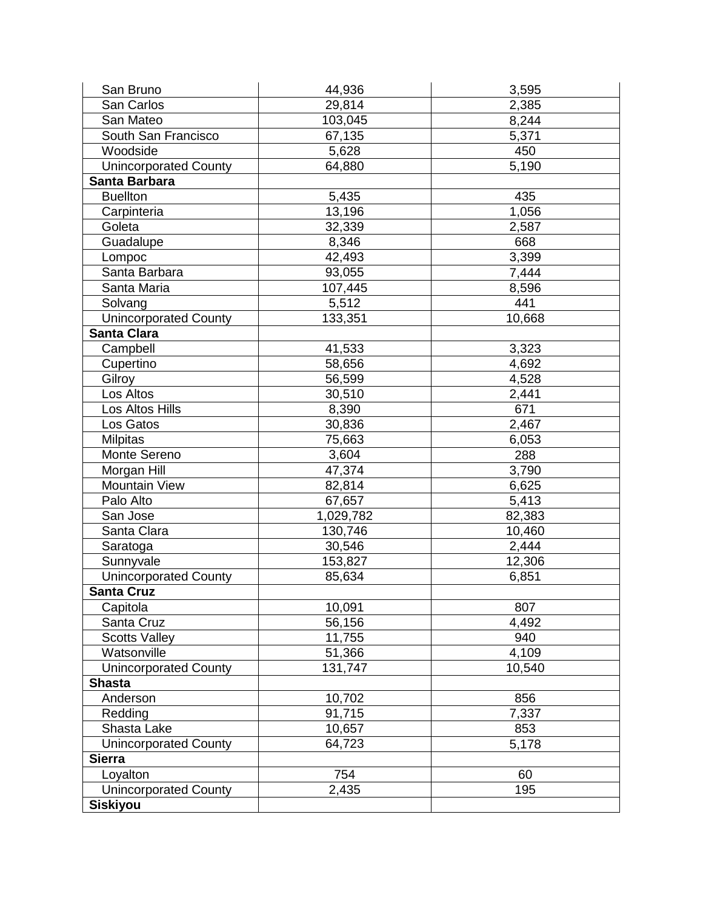| | | |
|---|---|---|
| San Bruno | 44,936 | 3,595 |
| San Carlos | 29,814 | 2,385 |
| San Mateo | 103,045 | 8,244 |
| South San Francisco | 67,135 | 5,371 |
| Woodside | 5,628 | 450 |
| Unincorporated County | 64,880 | 5,190 |
| **Santa Barbara** | | |
| Buellton | 5,435 | 435 |
| Carpinteria | 13,196 | 1,056 |
| Goleta | 32,339 | 2,587 |
| Guadalupe | 8,346 | 668 |
| Lompoc | 42,493 | 3,399 |
| Santa Barbara | 93,055 | 7,444 |
| Santa Maria | 107,445 | 8,596 |
| Solvang | 5,512 | 441 |
| Unincorporated County | 133,351 | 10,668 |
| **Santa Clara** | | |
| Campbell | 41,533 | 3,323 |
| Cupertino | 58,656 | 4,692 |
| Gilroy | 56,599 | 4,528 |
| Los Altos | 30,510 | 2,441 |
| Los Altos Hills | 8,390 | 671 |
| Los Gatos | 30,836 | 2,467 |
| Milpitas | 75,663 | 6,053 |
| Monte Sereno | 3,604 | 288 |
| Morgan Hill | 47,374 | 3,790 |
| Mountain View | 82,814 | 6,625 |
| Palo Alto | 67,657 | 5,413 |
| San Jose | 1,029,782 | 82,383 |
| Santa Clara | 130,746 | 10,460 |
| Saratoga | 30,546 | 2,444 |
| Sunnyvale | 153,827 | 12,306 |
| Unincorporated County | 85,634 | 6,851 |
| **Santa Cruz** | | |
| Capitola | 10,091 | 807 |
| Santa Cruz | 56,156 | 4,492 |
| Scotts Valley | 11,755 | 940 |
| Watsonville | 51,366 | 4,109 |
| Unincorporated County | 131,747 | 10,540 |
| **Shasta** | | |
| Anderson | 10,702 | 856 |
| Redding | 91,715 | 7,337 |
| Shasta Lake | 10,657 | 853 |
| Unincorporated County | 64,723 | 5,178 |
| **Sierra** | | |
| Loyalton | 754 | 60 |
| Unincorporated County | 2,435 | 195 |
| **Siskiyou** | | |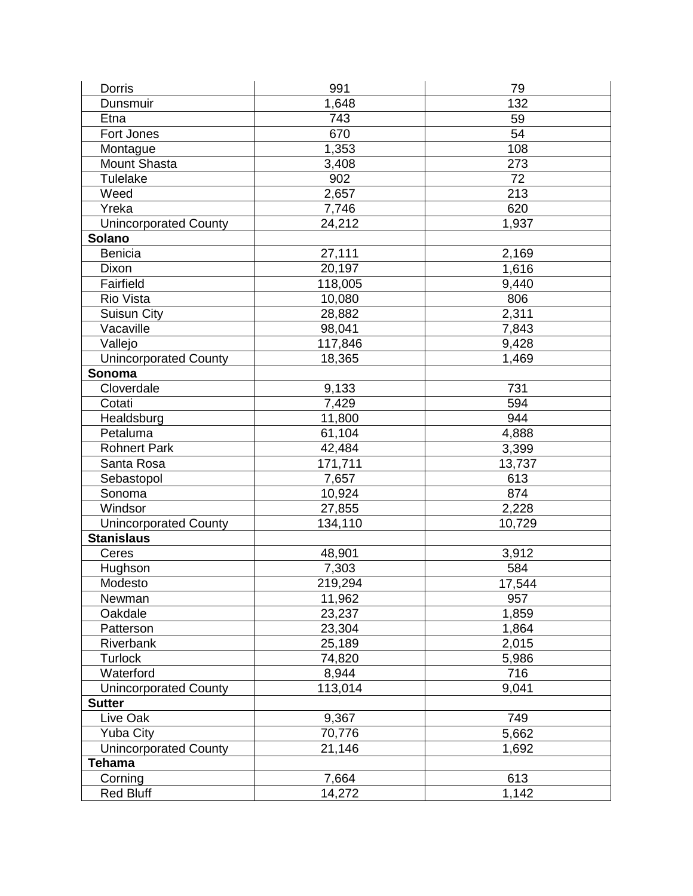| Dorris | 991 | 79 |
|---|---|---|
| Dunsmuir | 1,648 | 132 |
| Etna | 743 | 59 |
| Fort Jones | 670 | 54 |
| Montague | 1,353 | 108 |
| Mount Shasta | 3,408 | 273 |
| Tulelake | 902 | 72 |
| Weed | 2,657 | 213 |
| Yreka | 7,746 | 620 |
| Unincorporated County | 24,212 | 1,937 |
| **Solano** | | |
| Benicia | 27,111 | 2,169 |
| Dixon | 20,197 | 1,616 |
| Fairfield | 118,005 | 9,440 |
| Rio Vista | 10,080 | 806 |
| Suisun City | 28,882 | 2,311 |
| Vacaville | 98,041 | 7,843 |
| Vallejo | 117,846 | 9,428 |
| Unincorporated County | 18,365 | 1,469 |
| **Sonoma** | | |
| Cloverdale | 9,133 | 731 |
| Cotati | 7,429 | 594 |
| Healdsburg | 11,800 | 944 |
| Petaluma | 61,104 | 4,888 |
| Rohnert Park | 42,484 | 3,399 |
| Santa Rosa | 171,711 | 13,737 |
| Sebastopol | 7,657 | 613 |
| Sonoma | 10,924 | 874 |
| Windsor | 27,855 | 2,228 |
| Unincorporated County | 134,110 | 10,729 |
| **Stanislaus** | | |
| Ceres | 48,901 | 3,912 |
| Hughson | 7,303 | 584 |
| Modesto | 219,294 | 17,544 |
| Newman | 11,962 | 957 |
| Oakdale | 23,237 | 1,859 |
| Patterson | 23,304 | 1,864 |
| Riverbank | 25,189 | 2,015 |
| Turlock | 74,820 | 5,986 |
| Waterford | 8,944 | 716 |
| Unincorporated County | 113,014 | 9,041 |
| **Sutter** | | |
| Live Oak | 9,367 | 749 |
| Yuba City | 70,776 | 5,662 |
| Unincorporated County | 21,146 | 1,692 |
| **Tehama** | | |
| Corning | 7,664 | 613 |
| Red Bluff | 14,272 | 1,142 |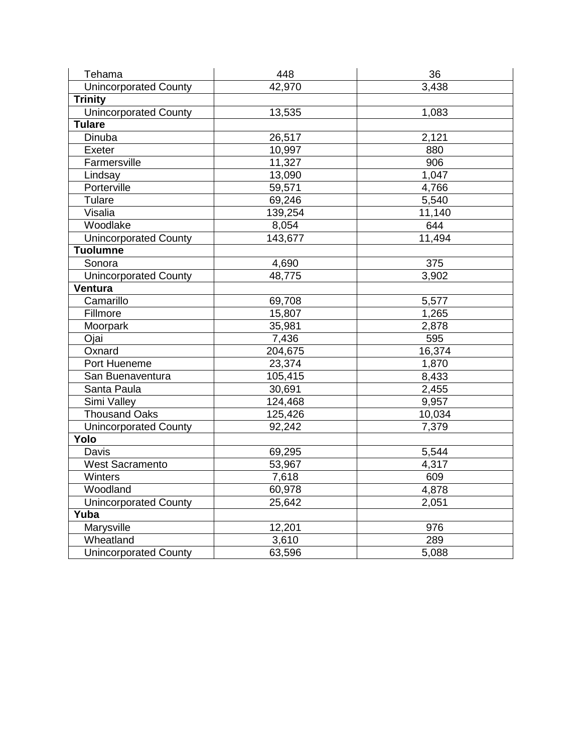| | | |
|---|---|---|
| Tehama | 448 | 36 |
| Unincorporated County | 42,970 | 3,438 |
| **Trinity** | | |
| Unincorporated County | 13,535 | 1,083 |
| **Tulare** | | |
| Dinuba | 26,517 | 2,121 |
| Exeter | 10,997 | 880 |
| Farmersville | 11,327 | 906 |
| Lindsay | 13,090 | 1,047 |
| Porterville | 59,571 | 4,766 |
| Tulare | 69,246 | 5,540 |
| Visalia | 139,254 | 11,140 |
| Woodlake | 8,054 | 644 |
| Unincorporated County | 143,677 | 11,494 |
| **Tuolumne** | | |
| Sonora | 4,690 | 375 |
| Unincorporated County | 48,775 | 3,902 |
| **Ventura** | | |
| Camarillo | 69,708 | 5,577 |
| Fillmore | 15,807 | 1,265 |
| Moorpark | 35,981 | 2,878 |
| Ojai | 7,436 | 595 |
| Oxnard | 204,675 | 16,374 |
| Port Hueneme | 23,374 | 1,870 |
| San Buenaventura | 105,415 | 8,433 |
| Santa Paula | 30,691 | 2,455 |
| Simi Valley | 124,468 | 9,957 |
| Thousand Oaks | 125,426 | 10,034 |
| Unincorporated County | 92,242 | 7,379 |
| **Yolo** | | |
| Davis | 69,295 | 5,544 |
| West Sacramento | 53,967 | 4,317 |
| Winters | 7,618 | 609 |
| Woodland | 60,978 | 4,878 |
| Unincorporated County | 25,642 | 2,051 |
| **Yuba** | | |
| Marysville | 12,201 | 976 |
| Wheatland | 3,610 | 289 |
| Unincorporated County | 63,596 | 5,088 |